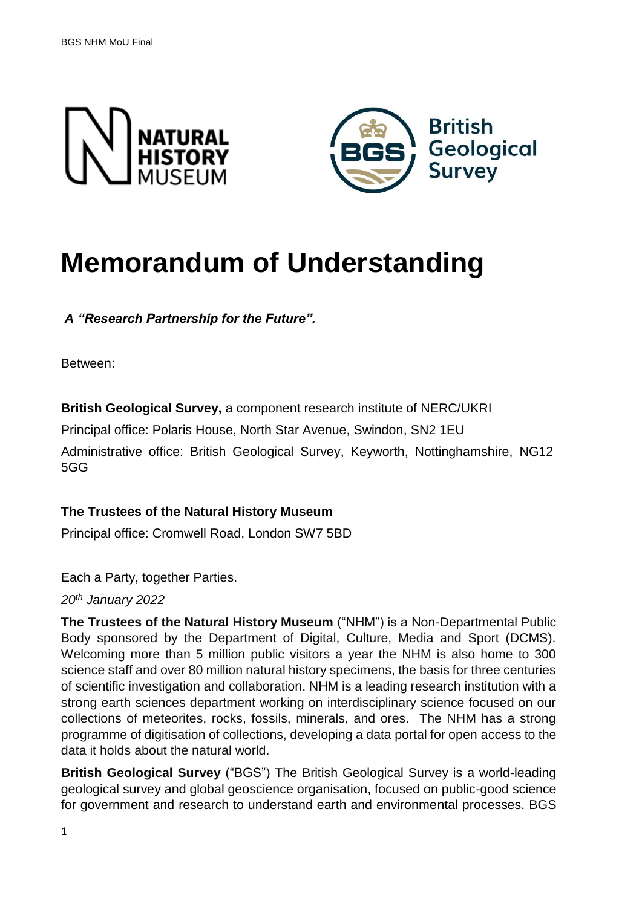# Memorandum of Understanding

***A "Research Partnership for the Future".***

Between:

**British Geological Survey,** a component research institute of NERC/UKRI

Principal office: Polaris House, North Star Avenue, Swindon, SN2 1EU

Administrative office: British Geological Survey, Keyworth, Nottinghamshire, NG12 5GG

**The Trustees of the Natural History Museum**

Principal office: Cromwell Road, London SW7 5BD

Each a Party, together Parties.

*20th January 2022*

**The Trustees of the Natural History Museum** ("NHM") is a Non-Departmental Public Body sponsored by the Department of Digital, Culture, Media and Sport (DCMS). Welcoming more than 5 million public visitors a year the NHM is also home to 300 science staff and over 80 million natural history specimens, the basis for three centuries of scientific investigation and collaboration. NHM is a leading research institution with a strong earth sciences department working on interdisciplinary science focused on our collections of meteorites, rocks, fossils, minerals, and ores. The NHM has a strong programme of digitisation of collections, developing a data portal for open access to the data it holds about the natural world.

**British Geological Survey** ("BGS") The British Geological Survey is a world-leading geological survey and global geoscience organisation, focused on public-good science for government and research to understand earth and environmental processes. BGS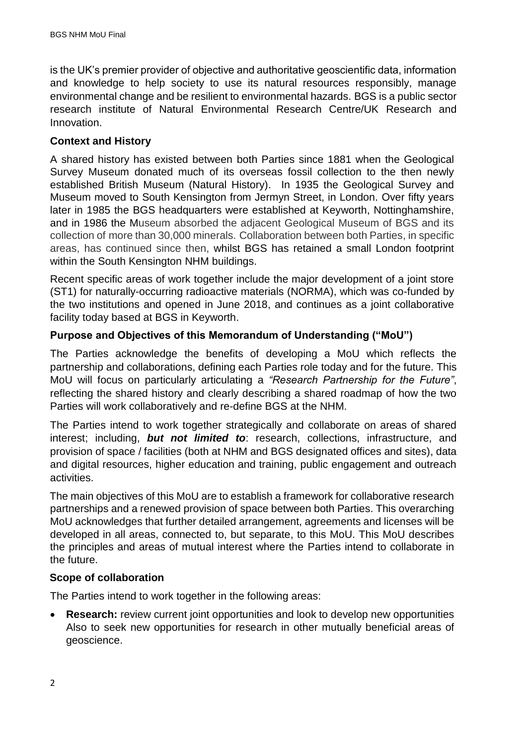is the UK's premier provider of objective and authoritative geoscientific data, information and knowledge to help society to use its natural resources responsibly, manage environmental change and be resilient to environmental hazards. BGS is a public sector research institute of Natural Environmental Research Centre/UK Research and Innovation.

### Context and History

A shared history has existed between both Parties since 1881 when the Geological Survey Museum donated much of its overseas fossil collection to the then newly established British Museum (Natural History). In 1935 the Geological Survey and Museum moved to South Kensington from Jermyn Street, in London. Over fifty years later in 1985 the BGS headquarters were established at Keyworth, Nottinghamshire, and in 1986 the Museum absorbed the adjacent Geological Museum of BGS and its collection of more than 30,000 minerals. Collaboration between both Parties, in specific areas, has continued since then, whilst BGS has retained a small London footprint within the South Kensington NHM buildings.

Recent specific areas of work together include the major development of a joint store (ST1) for naturally-occurring radioactive materials (NORMA), which was co-funded by the two institutions and opened in June 2018, and continues as a joint collaborative facility today based at BGS in Keyworth.

### Purpose and Objectives of this Memorandum of Understanding ("MoU")

The Parties acknowledge the benefits of developing a MoU which reflects the partnership and collaborations, defining each Parties role today and for the future. This MoU will focus on particularly articulating a *"Research Partnership for the Future"*, reflecting the shared history and clearly describing a shared roadmap of how the two Parties will work collaboratively and re-define BGS at the NHM.

The Parties intend to work together strategically and collaborate on areas of shared interest; including, ***but not limited to***: research, collections, infrastructure, and provision of space / facilities (both at NHM and BGS designated offices and sites), data and digital resources, higher education and training, public engagement and outreach activities.

The main objectives of this MoU are to establish a framework for collaborative research partnerships and a renewed provision of space between both Parties. This overarching MoU acknowledges that further detailed arrangement, agreements and licenses will be developed in all areas, connected to, but separate, to this MoU. This MoU describes the principles and areas of mutual interest where the Parties intend to collaborate in the future.

### Scope of collaboration

The Parties intend to work together in the following areas:

- **Research:** review current joint opportunities and look to develop new opportunities Also to seek new opportunities for research in other mutually beneficial areas of geoscience.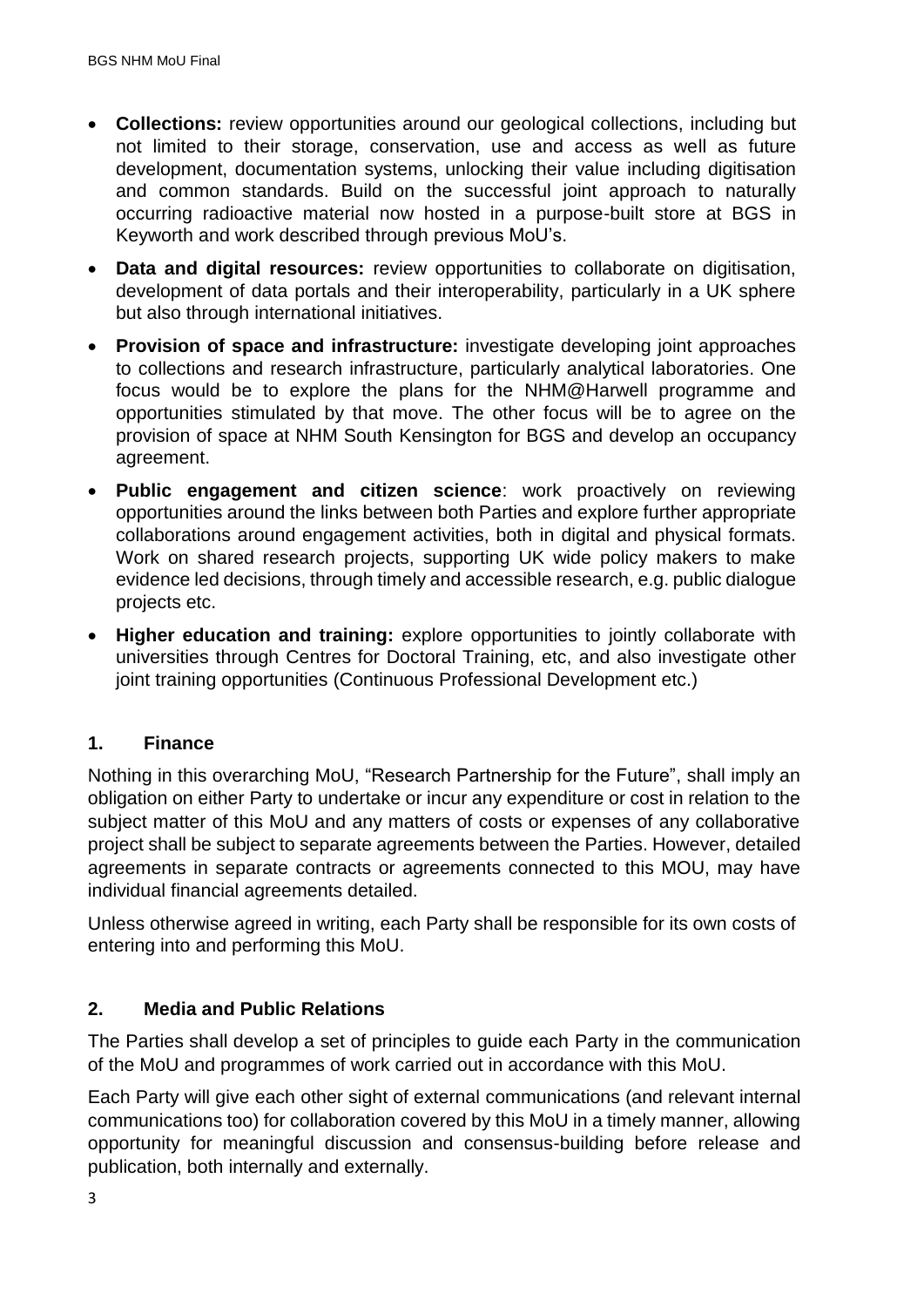- **Collections:** review opportunities around our geological collections, including but not limited to their storage, conservation, use and access as well as future development, documentation systems, unlocking their value including digitisation and common standards. Build on the successful joint approach to naturally occurring radioactive material now hosted in a purpose-built store at BGS in Keyworth and work described through previous MoU's.
- **Data and digital resources:** review opportunities to collaborate on digitisation, development of data portals and their interoperability, particularly in a UK sphere but also through international initiatives.
- **Provision of space and infrastructure:** investigate developing joint approaches to collections and research infrastructure, particularly analytical laboratories. One focus would be to explore the plans for the NHM@Harwell programme and opportunities stimulated by that move. The other focus will be to agree on the provision of space at NHM South Kensington for BGS and develop an occupancy agreement.
- **Public engagement and citizen science**: work proactively on reviewing opportunities around the links between both Parties and explore further appropriate collaborations around engagement activities, both in digital and physical formats. Work on shared research projects, supporting UK wide policy makers to make evidence led decisions, through timely and accessible research, e.g. public dialogue projects etc.
- **Higher education and training:** explore opportunities to jointly collaborate with universities through Centres for Doctoral Training, etc, and also investigate other joint training opportunities (Continuous Professional Development etc.)

## 1. Finance

Nothing in this overarching MoU, "Research Partnership for the Future", shall imply an obligation on either Party to undertake or incur any expenditure or cost in relation to the subject matter of this MoU and any matters of costs or expenses of any collaborative project shall be subject to separate agreements between the Parties. However, detailed agreements in separate contracts or agreements connected to this MOU, may have individual financial agreements detailed.

Unless otherwise agreed in writing, each Party shall be responsible for its own costs of entering into and performing this MoU.

## 2. Media and Public Relations

The Parties shall develop a set of principles to guide each Party in the communication of the MoU and programmes of work carried out in accordance with this MoU.

Each Party will give each other sight of external communications (and relevant internal communications too) for collaboration covered by this MoU in a timely manner, allowing opportunity for meaningful discussion and consensus-building before release and publication, both internally and externally.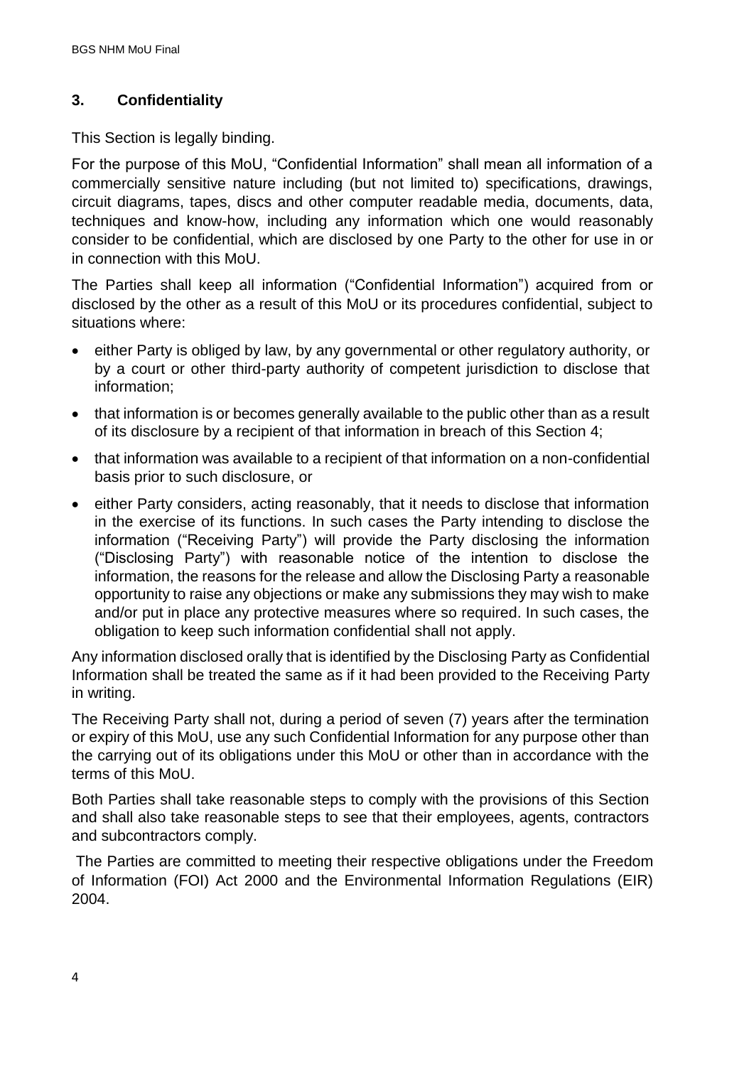## 3. Confidentiality

This Section is legally binding.

For the purpose of this MoU, "Confidential Information" shall mean all information of a commercially sensitive nature including (but not limited to) specifications, drawings, circuit diagrams, tapes, discs and other computer readable media, documents, data, techniques and know-how, including any information which one would reasonably consider to be confidential, which are disclosed by one Party to the other for use in or in connection with this MoU.

The Parties shall keep all information ("Confidential Information") acquired from or disclosed by the other as a result of this MoU or its procedures confidential, subject to situations where:

- either Party is obliged by law, by any governmental or other regulatory authority, or by a court or other third-party authority of competent jurisdiction to disclose that information;
- that information is or becomes generally available to the public other than as a result of its disclosure by a recipient of that information in breach of this Section 4;
- that information was available to a recipient of that information on a non-confidential basis prior to such disclosure, or
- either Party considers, acting reasonably, that it needs to disclose that information in the exercise of its functions. In such cases the Party intending to disclose the information ("Receiving Party") will provide the Party disclosing the information ("Disclosing Party") with reasonable notice of the intention to disclose the information, the reasons for the release and allow the Disclosing Party a reasonable opportunity to raise any objections or make any submissions they may wish to make and/or put in place any protective measures where so required. In such cases, the obligation to keep such information confidential shall not apply.

Any information disclosed orally that is identified by the Disclosing Party as Confidential Information shall be treated the same as if it had been provided to the Receiving Party in writing.

The Receiving Party shall not, during a period of seven (7) years after the termination or expiry of this MoU, use any such Confidential Information for any purpose other than the carrying out of its obligations under this MoU or other than in accordance with the terms of this MoU.

Both Parties shall take reasonable steps to comply with the provisions of this Section and shall also take reasonable steps to see that their employees, agents, contractors and subcontractors comply.

The Parties are committed to meeting their respective obligations under the Freedom of Information (FOI) Act 2000 and the Environmental Information Regulations (EIR) 2004.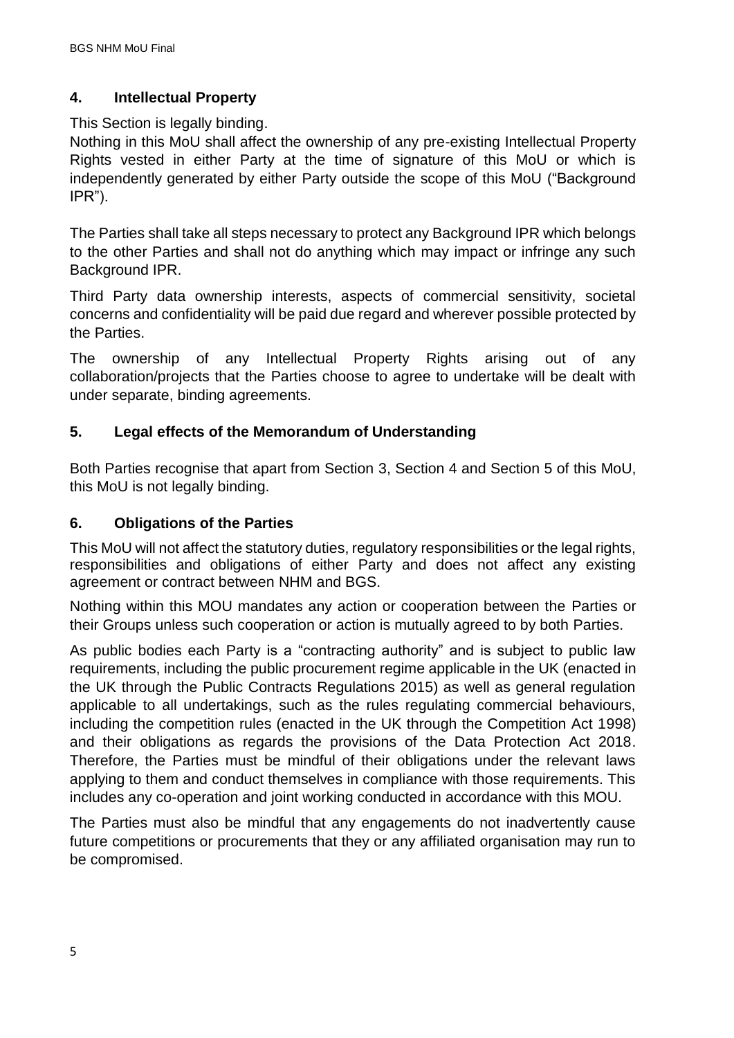## 4. Intellectual Property

This Section is legally binding.

Nothing in this MoU shall affect the ownership of any pre-existing Intellectual Property Rights vested in either Party at the time of signature of this MoU or which is independently generated by either Party outside the scope of this MoU ("Background IPR").

The Parties shall take all steps necessary to protect any Background IPR which belongs to the other Parties and shall not do anything which may impact or infringe any such Background IPR.

Third Party data ownership interests, aspects of commercial sensitivity, societal concerns and confidentiality will be paid due regard and wherever possible protected by the Parties.

The ownership of any Intellectual Property Rights arising out of any collaboration/projects that the Parties choose to agree to undertake will be dealt with under separate, binding agreements.

## 5. Legal effects of the Memorandum of Understanding

Both Parties recognise that apart from Section 3, Section 4 and Section 5 of this MoU, this MoU is not legally binding.

## 6. Obligations of the Parties

This MoU will not affect the statutory duties, regulatory responsibilities or the legal rights, responsibilities and obligations of either Party and does not affect any existing agreement or contract between NHM and BGS.

Nothing within this MOU mandates any action or cooperation between the Parties or their Groups unless such cooperation or action is mutually agreed to by both Parties.

As public bodies each Party is a "contracting authority" and is subject to public law requirements, including the public procurement regime applicable in the UK (enacted in the UK through the Public Contracts Regulations 2015) as well as general regulation applicable to all undertakings, such as the rules regulating commercial behaviours, including the competition rules (enacted in the UK through the Competition Act 1998) and their obligations as regards the provisions of the Data Protection Act 2018. Therefore, the Parties must be mindful of their obligations under the relevant laws applying to them and conduct themselves in compliance with those requirements. This includes any co-operation and joint working conducted in accordance with this MOU.

The Parties must also be mindful that any engagements do not inadvertently cause future competitions or procurements that they or any affiliated organisation may run to be compromised.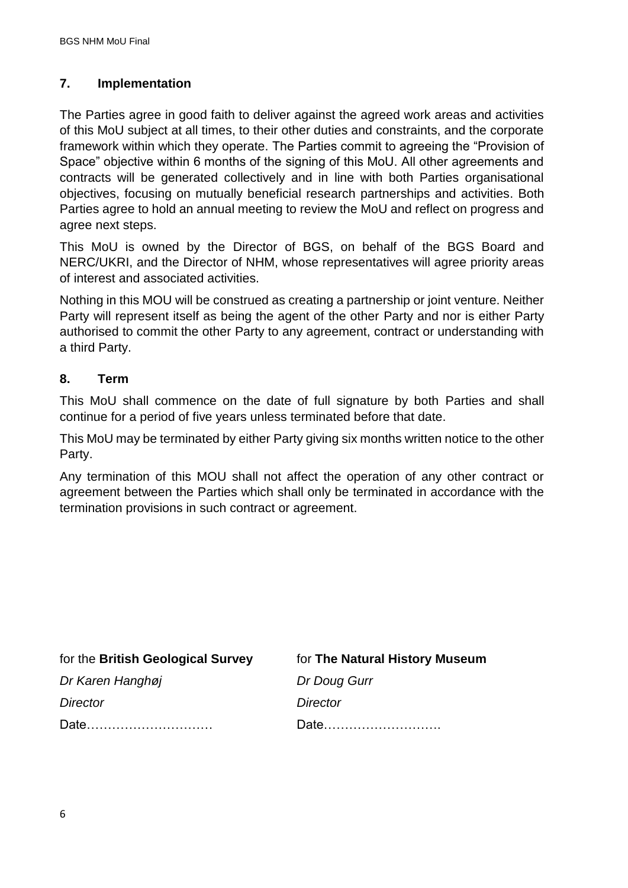## 7. Implementation

The Parties agree in good faith to deliver against the agreed work areas and activities of this MoU subject at all times, to their other duties and constraints, and the corporate framework within which they operate. The Parties commit to agreeing the "Provision of Space" objective within 6 months of the signing of this MoU. All other agreements and contracts will be generated collectively and in line with both Parties organisational objectives, focusing on mutually beneficial research partnerships and activities. Both Parties agree to hold an annual meeting to review the MoU and reflect on progress and agree next steps.

This MoU is owned by the Director of BGS, on behalf of the BGS Board and NERC/UKRI, and the Director of NHM, whose representatives will agree priority areas of interest and associated activities.

Nothing in this MOU will be construed as creating a partnership or joint venture. Neither Party will represent itself as being the agent of the other Party and nor is either Party authorised to commit the other Party to any agreement, contract or understanding with a third Party.

## 8. Term

This MoU shall commence on the date of full signature by both Parties and shall continue for a period of five years unless terminated before that date.

This MoU may be terminated by either Party giving six months written notice to the other Party.

Any termination of this MOU shall not affect the operation of any other contract or agreement between the Parties which shall only be terminated in accordance with the termination provisions in such contract or agreement.

| | |
|---|---|
| for the **British Geological Survey** | for **The Natural History Museum** |
| *Dr Karen Hanghøj* | *Dr Doug Gurr* |
| *Director* | *Director* |
| Date………………………… | Date………………………. |